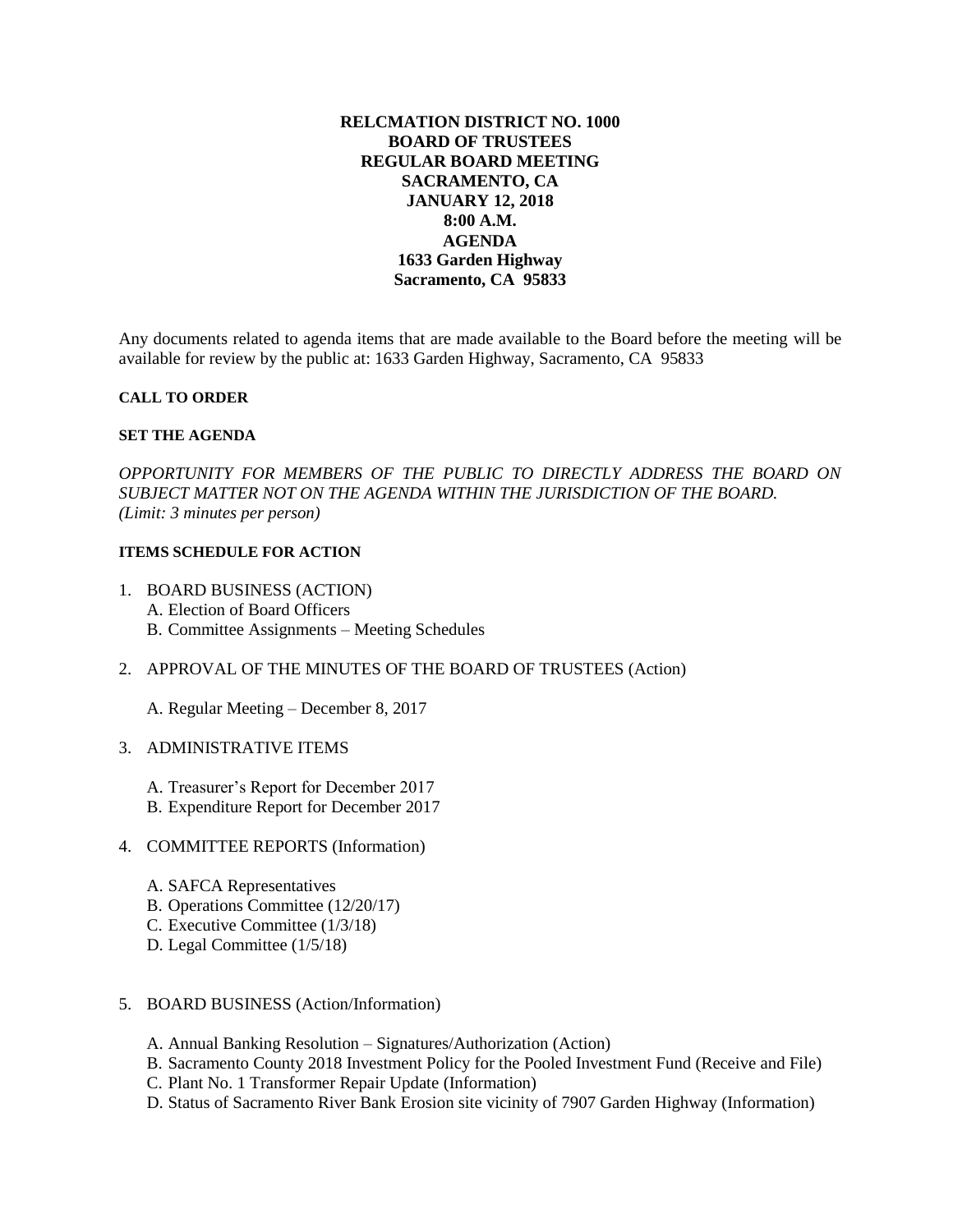**RELCMATION DISTRICT NO. 1000**
**BOARD OF TRUSTEES**
**REGULAR BOARD MEETING**
**SACRAMENTO, CA**
**JANUARY 12, 2018**
**8:00 A.M.**
**AGENDA**
**1633 Garden Highway**
**Sacramento, CA 95833**

Any documents related to agenda items that are made available to the Board before the meeting will be available for review by the public at: 1633 Garden Highway, Sacramento, CA 95833

**CALL TO ORDER**

**SET THE AGENDA**

*OPPORTUNITY FOR MEMBERS OF THE PUBLIC TO DIRECTLY ADDRESS THE BOARD ON SUBJECT MATTER NOT ON THE AGENDA WITHIN THE JURISDICTION OF THE BOARD. (Limit: 3 minutes per person)*

**ITEMS SCHEDULE FOR ACTION**

1. BOARD BUSINESS (ACTION)
   A. Election of Board Officers
   B. Committee Assignments – Meeting Schedules

2. APPROVAL OF THE MINUTES OF THE BOARD OF TRUSTEES (Action)

   A. Regular Meeting – December 8, 2017

3. ADMINISTRATIVE ITEMS

   A. Treasurer's Report for December 2017
   B. Expenditure Report for December 2017

4. COMMITTEE REPORTS (Information)

   A. SAFCA Representatives
   B. Operations Committee (12/20/17)
   C. Executive Committee (1/3/18)
   D. Legal Committee (1/5/18)

5. BOARD BUSINESS (Action/Information)

   A. Annual Banking Resolution – Signatures/Authorization (Action)
   B. Sacramento County 2018 Investment Policy for the Pooled Investment Fund (Receive and File)
   C. Plant No. 1 Transformer Repair Update (Information)
   D. Status of Sacramento River Bank Erosion site vicinity of 7907 Garden Highway (Information)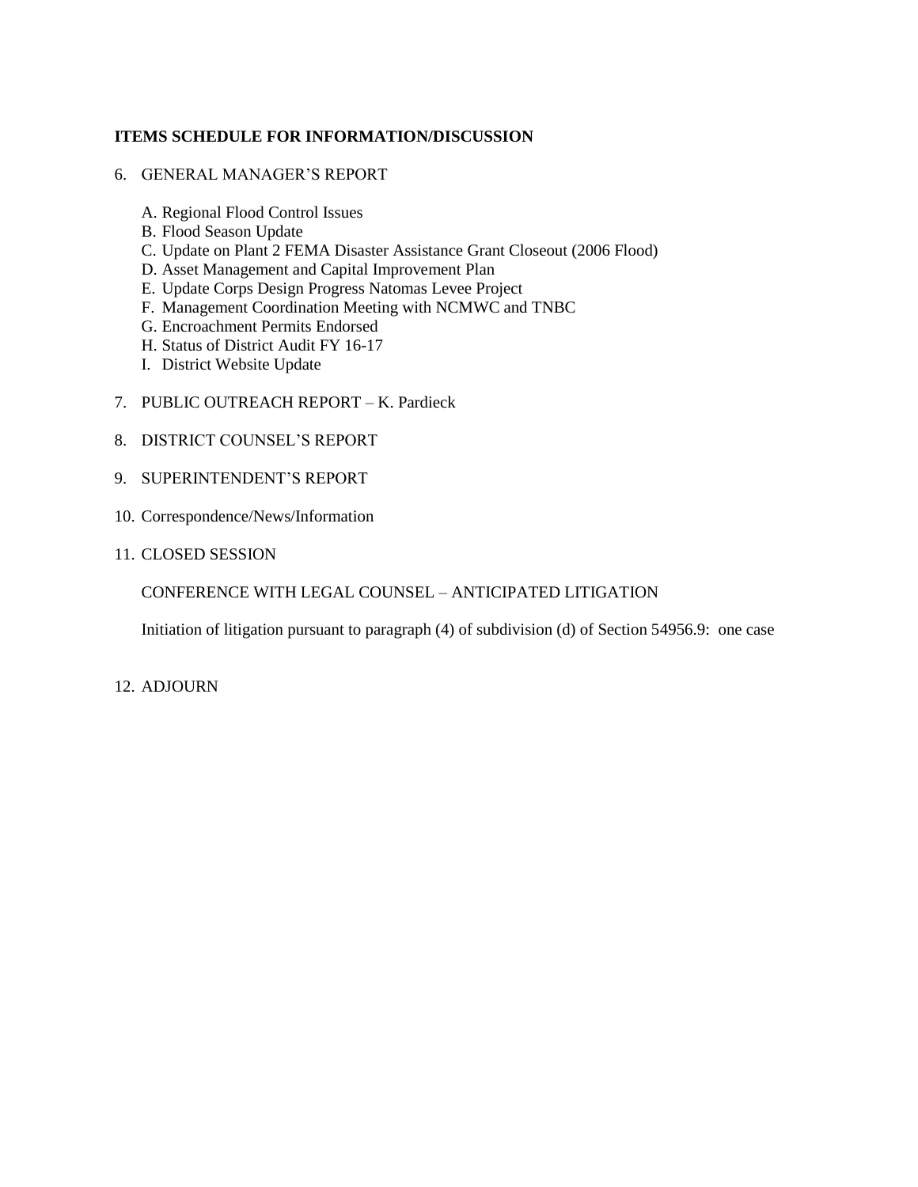**ITEMS SCHEDULE FOR INFORMATION/DISCUSSION**

6. GENERAL MANAGER'S REPORT

   A. Regional Flood Control Issues
   B. Flood Season Update
   C. Update on Plant 2 FEMA Disaster Assistance Grant Closeout (2006 Flood)
   D. Asset Management and Capital Improvement Plan
   E. Update Corps Design Progress Natomas Levee Project
   F. Management Coordination Meeting with NCMWC and TNBC
   G. Encroachment Permits Endorsed
   H. Status of District Audit FY 16-17
   I. District Website Update

7. PUBLIC OUTREACH REPORT – K. Pardieck

8. DISTRICT COUNSEL'S REPORT

9. SUPERINTENDENT'S REPORT

10. Correspondence/News/Information

11. CLOSED SESSION

    CONFERENCE WITH LEGAL COUNSEL – ANTICIPATED LITIGATION

    Initiation of litigation pursuant to paragraph (4) of subdivision (d) of Section 54956.9: one case

12. ADJOURN